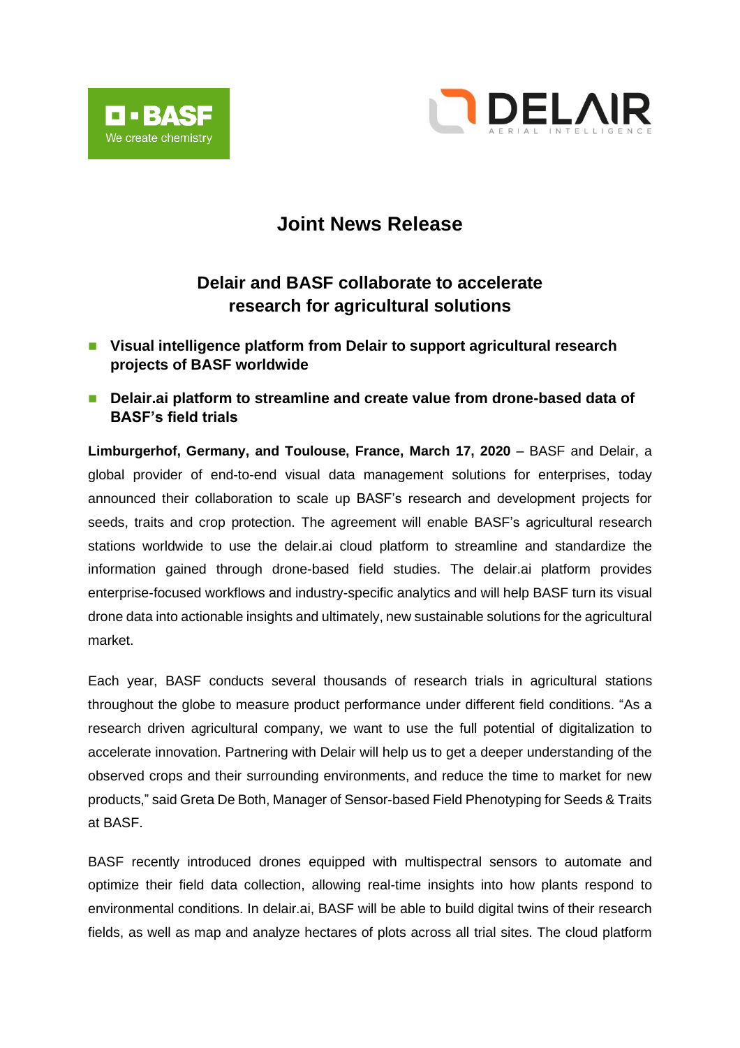# Joint News Release

## Delair and BASF collaborate to accelerate research for agricultural solutions

- **Visual intelligence platform from Delair to support agricultural research projects of BASF worldwide**
- **Delair.ai platform to streamline and create value from drone-based data of BASF's field trials**

**Limburgerhof, Germany, and Toulouse, France, March 17, 2020** – BASF and Delair, a global provider of end-to-end visual data management solutions for enterprises, today announced their collaboration to scale up BASF's research and development projects for seeds, traits and crop protection. The agreement will enable BASF's agricultural research stations worldwide to use the delair.ai cloud platform to streamline and standardize the information gained through drone-based field studies. The delair.ai platform provides enterprise-focused workflows and industry-specific analytics and will help BASF turn its visual drone data into actionable insights and ultimately, new sustainable solutions for the agricultural market.

Each year, BASF conducts several thousands of research trials in agricultural stations throughout the globe to measure product performance under different field conditions. "As a research driven agricultural company, we want to use the full potential of digitalization to accelerate innovation. Partnering with Delair will help us to get a deeper understanding of the observed crops and their surrounding environments, and reduce the time to market for new products," said Greta De Both, Manager of Sensor-based Field Phenotyping for Seeds & Traits at BASF.

BASF recently introduced drones equipped with multispectral sensors to automate and optimize their field data collection, allowing real-time insights into how plants respond to environmental conditions. In delair.ai, BASF will be able to build digital twins of their research fields, as well as map and analyze hectares of plots across all trial sites. The cloud platform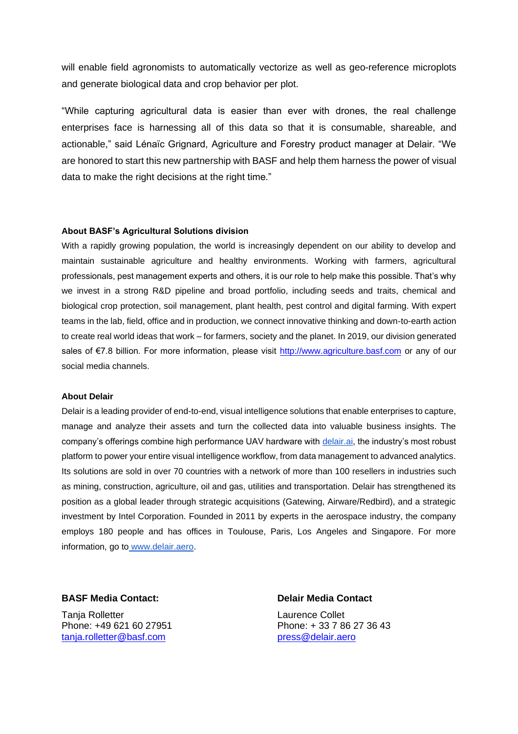will enable field agronomists to automatically vectorize as well as geo-reference microplots and generate biological data and crop behavior per plot.

"While capturing agricultural data is easier than ever with drones, the real challenge enterprises face is harnessing all of this data so that it is consumable, shareable, and actionable," said Lénaïc Grignard, Agriculture and Forestry product manager at Delair. "We are honored to start this new partnership with BASF and help them harness the power of visual data to make the right decisions at the right time."

**About BASF's Agricultural Solutions division**

With a rapidly growing population, the world is increasingly dependent on our ability to develop and maintain sustainable agriculture and healthy environments. Working with farmers, agricultural professionals, pest management experts and others, it is our role to help make this possible. That's why we invest in a strong R&D pipeline and broad portfolio, including seeds and traits, chemical and biological crop protection, soil management, plant health, pest control and digital farming. With expert teams in the lab, field, office and in production, we connect innovative thinking and down-to-earth action to create real world ideas that work – for farmers, society and the planet. In 2019, our division generated sales of €7.8 billion. For more information, please visit http://www.agriculture.basf.com or any of our social media channels.

**About Delair**

Delair is a leading provider of end-to-end, visual intelligence solutions that enable enterprises to capture, manage and analyze their assets and turn the collected data into valuable business insights. The company's offerings combine high performance UAV hardware with delair.ai, the industry's most robust platform to power your entire visual intelligence workflow, from data management to advanced analytics. Its solutions are sold in over 70 countries with a network of more than 100 resellers in industries such as mining, construction, agriculture, oil and gas, utilities and transportation. Delair has strengthened its position as a global leader through strategic acquisitions (Gatewing, Airware/Redbird), and a strategic investment by Intel Corporation. Founded in 2011 by experts in the aerospace industry, the company employs 180 people and has offices in Toulouse, Paris, Los Angeles and Singapore. For more information, go to www.delair.aero.

**BASF Media Contact:**

Tanja Rolletter
Phone: +49 621 60 27951
tanja.rolletter@basf.com

**Delair Media Contact**

Laurence Collet
Phone: + 33 7 86 27 36 43
press@delair.aero